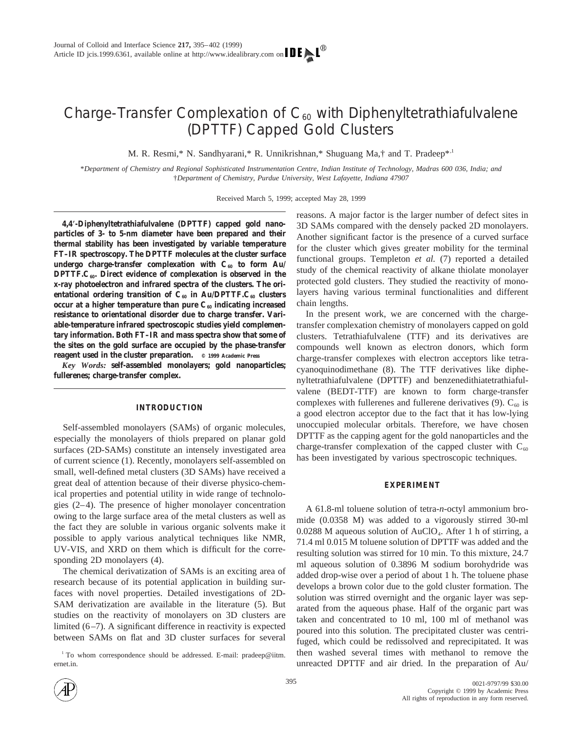# Charge-Transfer Complexation of $C_{60}$ with Diphenyltetrathiafulvalene (DPTTF) Capped Gold Clusters

M. R. Resmi,* N. Sandhyarani,* R. Unnikrishnan,* Shuguang Ma,† and T. Pradeep*[1]

*Department of Chemistry and Regional Sophisticated Instrumentation Centre, Indian Institute of Technology, Madras 600 036, India; and †Department of Chemistry, Purdue University, West Lafayette, Indiana 47907*

Received March 5, 1999; accepted May 28, 1999

**4,4′-Diphenyltetrathiafulvalene (DPTTF) capped gold nanoparticles of 3- to 5-nm diameter have been prepared and their thermal stability has been investigated by variable temperature FT–IR spectroscopy. The DPTTF molecules at the cluster surface undergo charge-transfer complexation with $C_{60}$ to form Au/DPTTF.$C_{60}$. Direct evidence of complexation is observed in the x-ray photoelectron and infrared spectra of the clusters. The orientational ordering transition of $C_{60}$ in Au/DPTTF.$C_{60}$ clusters occur at a higher temperature than pure $C_{60}$ indicating increased resistance to orientational disorder due to charge transfer. Variable-temperature infrared spectroscopic studies yield complementary information. Both FT–IR and mass spectra show that some of the sites on the gold surface are occupied by the phase-transfer reagent used in the cluster preparation.** © 1999 Academic Press

*Key Words:* **self-assembled monolayers; gold nanoparticles; fullerenes; charge-transfer complex.**

## INTRODUCTION

Self-assembled monolayers (SAMs) of organic molecules, especially the monolayers of thiols prepared on planar gold surfaces (2D-SAMs) constitute an intensely investigated area of current science (1). Recently, monolayers self-assembled on small, well-defined metal clusters (3D SAMs) have received a great deal of attention because of their diverse physico-chemical properties and potential utility in wide range of technologies (2–4). The presence of higher monolayer concentration owing to the large surface area of the metal clusters as well as the fact they are soluble in various organic solvents make it possible to apply various analytical techniques like NMR, UV-VIS, and XRD on them which is difficult for the corresponding 2D monolayers (4).

The chemical derivatization of SAMs is an exciting area of research because of its potential application in building surfaces with novel properties. Detailed investigations of 2D-SAM derivatization are available in the literature (5). But studies on the reactivity of monolayers on 3D clusters are limited (6–7). A significant difference in reactivity is expected between SAMs on flat and 3D cluster surfaces for several reasons. A major factor is the larger number of defect sites in 3D SAMs compared with the densely packed 2D monolayers. Another significant factor is the presence of a curved surface for the cluster which gives greater mobility for the terminal functional groups. Templeton *et al.* (7) reported a detailed study of the chemical reactivity of alkane thiolate monolayer protected gold clusters. They studied the reactivity of monolayers having various terminal functionalities and different chain lengths.

In the present work, we are concerned with the charge-transfer complexation chemistry of monolayers capped on gold clusters. Tetrathiafulvalene (TTF) and its derivatives are compounds well known as electron donors, which form charge-transfer complexes with electron acceptors like tetracyanoquinodimethane (8). The TTF derivatives like diphenyltetrathiafulvalene (DPTTF) and benzenedithiatetrathiafulvalene (BEDT-TTF) are known to form charge-transfer complexes with fullerenes and fullerene derivatives (9). $C_{60}$ is a good electron acceptor due to the fact that it has low-lying unoccupied molecular orbitals. Therefore, we have chosen DPTTF as the capping agent for the gold nanoparticles and the charge-transfer complexation of the capped cluster with $C_{60}$ has been investigated by various spectroscopic techniques.

## EXPERIMENT

A 61.8-ml toluene solution of tetra-*n*-octyl ammonium bromide (0.0358 M) was added to a vigorously stirred 30-ml 0.0288 M aqueous solution of $AuClO_4$. After 1 h of stirring, a 71.4 ml 0.015 M toluene solution of DPTTF was added and the resulting solution was stirred for 10 min. To this mixture, 24.7 ml aqueous solution of 0.3896 M sodium borohydride was added drop-wise over a period of about 1 h. The toluene phase develops a brown color due to the gold cluster formation. The solution was stirred overnight and the organic layer was separated from the aqueous phase. Half of the organic part was taken and concentrated to 10 ml, 100 ml of methanol was poured into this solution. The precipitated cluster was centrifuged, which could be redissolved and reprecipitated. It was then washed several times with methanol to remove the unreacted DPTTF and air dried. In the preparation of Au/

[1] To whom correspondence should be addressed. E-mail: pradeep@iitm.ernet.in.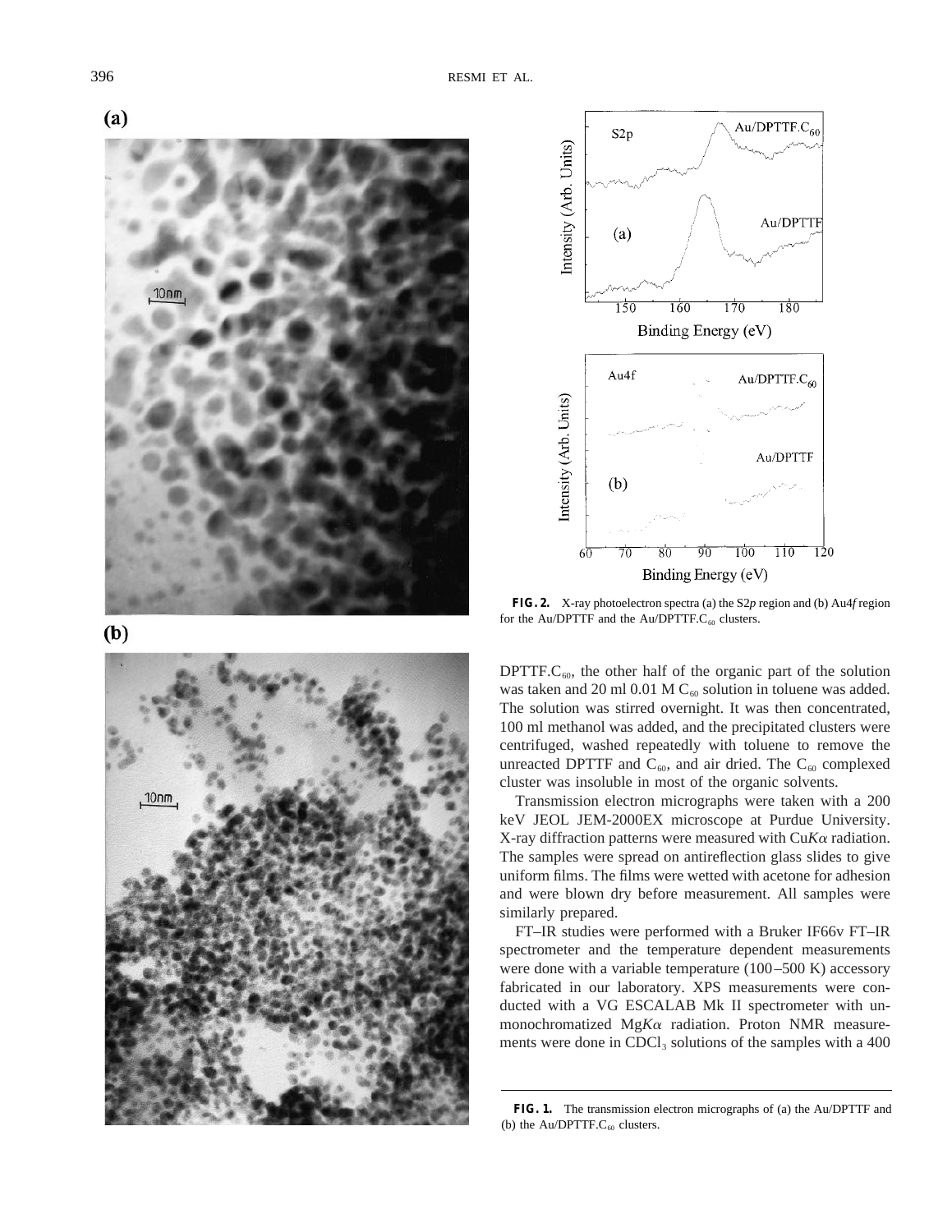FIG. 2. X-ray photoelectron spectra (a) the S2*p* region and (b) Au4*f* region for the Au/DPTTF and the Au/DPTTF.$C_{60}$ clusters.

DPTTF.$C_{60}$, the other half of the organic part of the solution was taken and 20 ml 0.01 M $C_{60}$ solution in toluene was added. The solution was stirred overnight. It was then concentrated, 100 ml methanol was added, and the precipitated clusters were centrifuged, washed repeatedly with toluene to remove the unreacted DPTTF and $C_{60}$, and air dried. The $C_{60}$ complexed cluster was insoluble in most of the organic solvents.

Transmission electron micrographs were taken with a 200 keV JEOL JEM-2000EX microscope at Purdue University. X-ray diffraction patterns were measured with Cu$K\alpha$ radiation. The samples were spread on antireflection glass slides to give uniform films. The films were wetted with acetone for adhesion and were blown dry before measurement. All samples were similarly prepared.

FT–IR studies were performed with a Bruker IF66v FT–IR spectrometer and the temperature dependent measurements were done with a variable temperature (100–500 K) accessory fabricated in our laboratory. XPS measurements were conducted with a VG ESCALAB Mk II spectrometer with unmonochromatized Mg$K\alpha$ radiation. Proton NMR measurements were done in $CDCl_3$ solutions of the samples with a 400

FIG. 1. The transmission electron micrographs of (a) the Au/DPTTF and (b) the Au/DPTTF.$C_{60}$ clusters.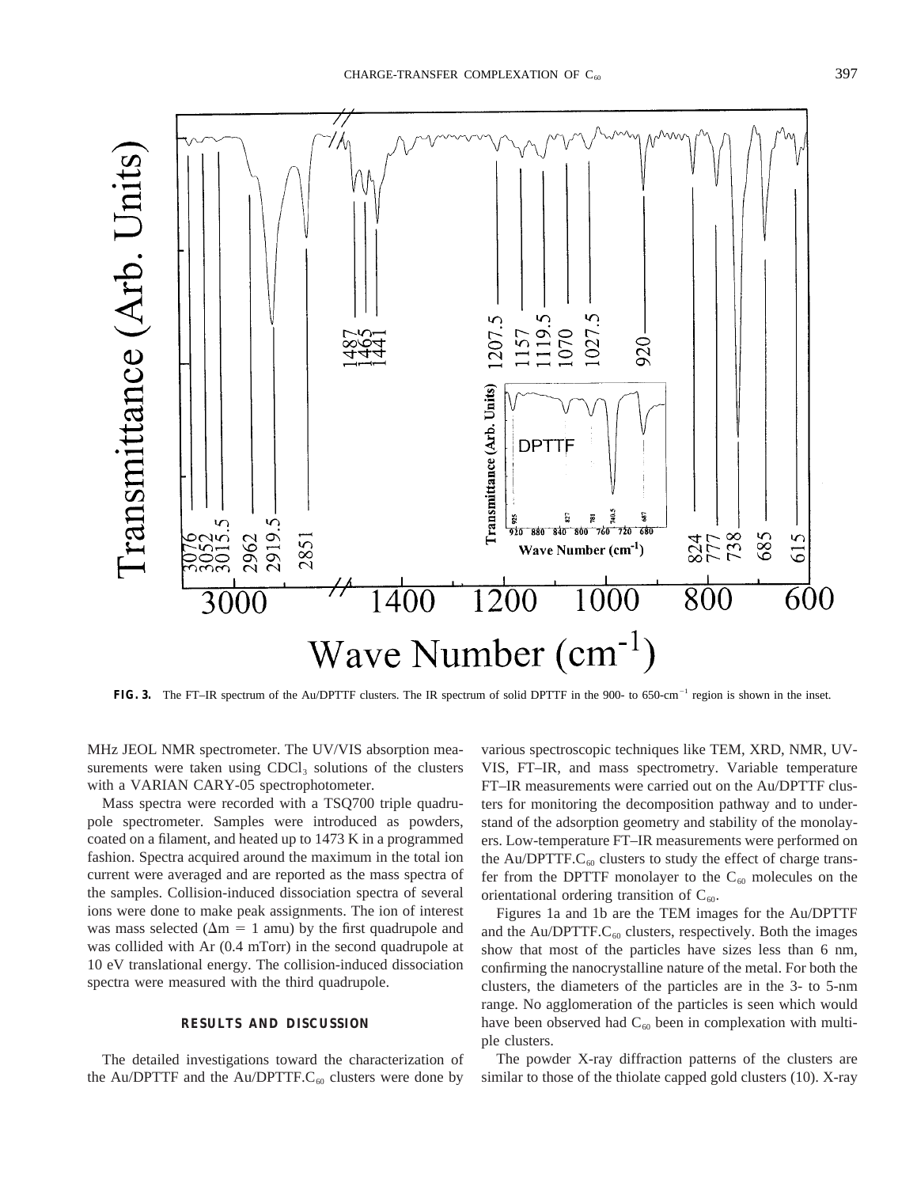**FIG. 3.** The FT–IR spectrum of the Au/DPTTF clusters. The IR spectrum of solid DPTTF in the 900- to 650-cm$^{-1}$ region is shown in the inset.

MHz JEOL NMR spectrometer. The UV/VIS absorption measurements were taken using $CDCl_3$ solutions of the clusters with a VARIAN CARY-05 spectrophotometer.

Mass spectra were recorded with a TSQ700 triple quadrupole spectrometer. Samples were introduced as powders, coated on a filament, and heated up to 1473 K in a programmed fashion. Spectra acquired around the maximum in the total ion current were averaged and are reported as the mass spectra of the samples. Collision-induced dissociation spectra of several ions were done to make peak assignments. The ion of interest was mass selected ($\Delta m = 1$ amu) by the first quadrupole and was collided with Ar (0.4 mTorr) in the second quadrupole at 10 eV translational energy. The collision-induced dissociation spectra were measured with the third quadrupole.

## RESULTS AND DISCUSSION

The detailed investigations toward the characterization of the Au/DPTTF and the Au/DPTTF.$C_{60}$ clusters were done by various spectroscopic techniques like TEM, XRD, NMR, UV-VIS, FT–IR, and mass spectrometry. Variable temperature FT–IR measurements were carried out on the Au/DPTTF clusters for monitoring the decomposition pathway and to understand of the adsorption geometry and stability of the monolayers. Low-temperature FT–IR measurements were performed on the Au/DPTTF.$C_{60}$ clusters to study the effect of charge transfer from the DPTTF monolayer to the $C_{60}$ molecules on the orientational ordering transition of $C_{60}$.

Figures 1a and 1b are the TEM images for the Au/DPTTF and the Au/DPTTF.$C_{60}$ clusters, respectively. Both the images show that most of the particles have sizes less than 6 nm, confirming the nanocrystalline nature of the metal. For both the clusters, the diameters of the particles are in the 3- to 5-nm range. No agglomeration of the particles is seen which would have been observed had $C_{60}$ been in complexation with multiple clusters.

The powder X-ray diffraction patterns of the clusters are similar to those of the thiolate capped gold clusters (10). X-ray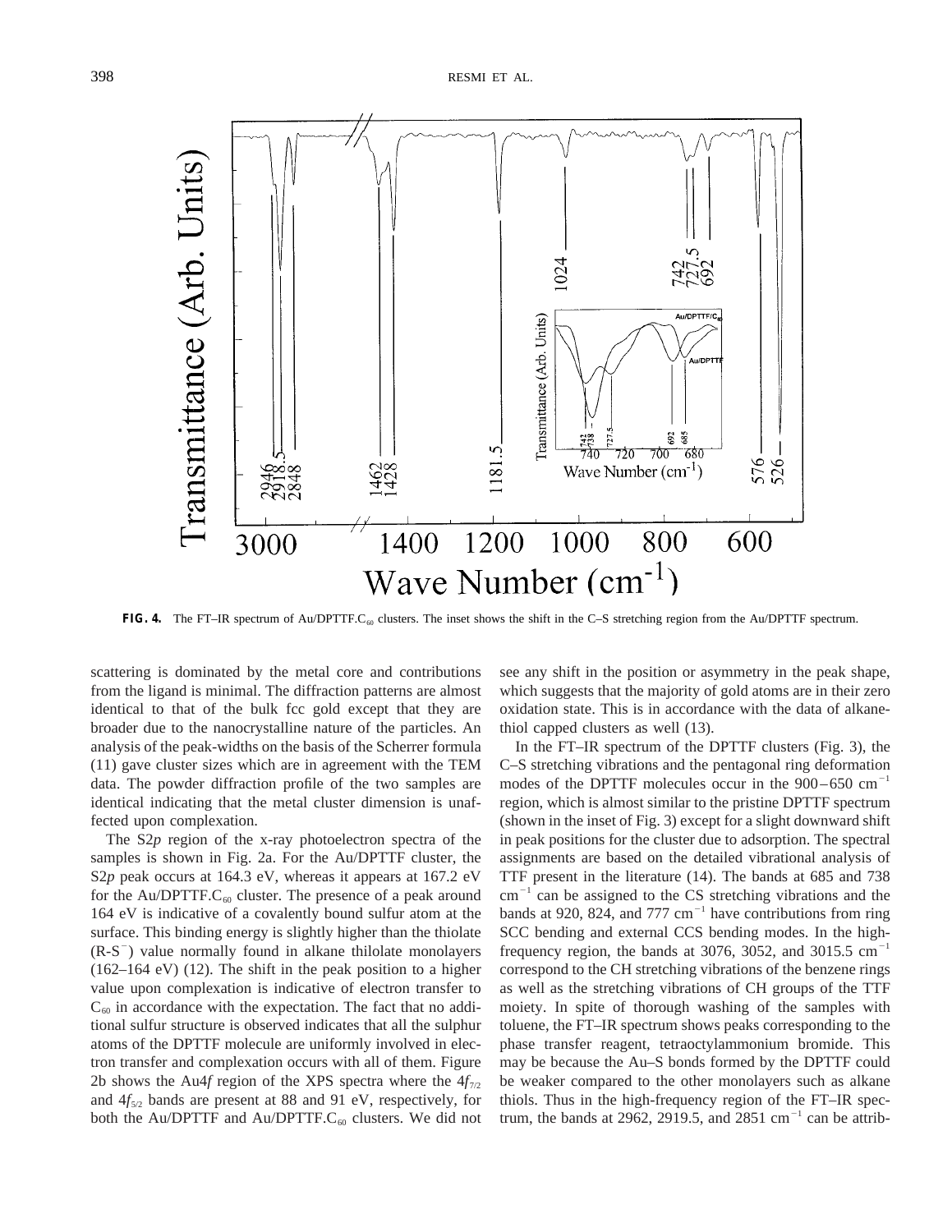**FIG. 4.** The FT–IR spectrum of Au/DPTTF.$C_{60}$ clusters. The inset shows the shift in the C–S stretching region from the Au/DPTTF spectrum.

scattering is dominated by the metal core and contributions from the ligand is minimal. The diffraction patterns are almost identical to that of the bulk fcc gold except that they are broader due to the nanocrystalline nature of the particles. An analysis of the peak-widths on the basis of the Scherrer formula (11) gave cluster sizes which are in agreement with the TEM data. The powder diffraction profile of the two samples are identical indicating that the metal cluster dimension is unaffected upon complexation.

The S2*p* region of the x-ray photoelectron spectra of the samples is shown in Fig. 2a. For the Au/DPTTF cluster, the S2*p* peak occurs at 164.3 eV, whereas it appears at 167.2 eV for the Au/DPTTF.$C_{60}$ cluster. The presence of a peak around 164 eV is indicative of a covalently bound sulfur atom at the surface. This binding energy is slightly higher than the thiolate ($R\text{-}S^-$) value normally found in alkane thilolate monolayers (162–164 eV) (12). The shift in the peak position to a higher value upon complexation is indicative of electron transfer to $C_{60}$ in accordance with the expectation. The fact that no additional sulfur structure is observed indicates that all the sulphur atoms of the DPTTF molecule are uniformly involved in electron transfer and complexation occurs with all of them. Figure 2b shows the Au4*f* region of the XPS spectra where the $4f_{7/2}$ and $4f_{5/2}$ bands are present at 88 and 91 eV, respectively, for both the Au/DPTTF and Au/DPTTF.$C_{60}$ clusters. We did not see any shift in the position or asymmetry in the peak shape, which suggests that the majority of gold atoms are in their zero oxidation state. This is in accordance with the data of alkanethiol capped clusters as well (13).

In the FT–IR spectrum of the DPTTF clusters (Fig. 3), the C–S stretching vibrations and the pentagonal ring deformation modes of the DPTTF molecules occur in the 900–650 $cm^{-1}$ region, which is almost similar to the pristine DPTTF spectrum (shown in the inset of Fig. 3) except for a slight downward shift in peak positions for the cluster due to adsorption. The spectral assignments are based on the detailed vibrational analysis of TTF present in the literature (14). The bands at 685 and 738 $cm^{-1}$ can be assigned to the CS stretching vibrations and the bands at 920, 824, and 777 $cm^{-1}$ have contributions from ring SCC bending and external CCS bending modes. In the high-frequency region, the bands at 3076, 3052, and 3015.5 $cm^{-1}$ correspond to the CH stretching vibrations of the benzene rings as well as the stretching vibrations of CH groups of the TTF moiety. In spite of thorough washing of the samples with toluene, the FT–IR spectrum shows peaks corresponding to the phase transfer reagent, tetraoctylammonium bromide. This may be because the Au–S bonds formed by the DPTTF could be weaker compared to the other monolayers such as alkane thiols. Thus in the high-frequency region of the FT–IR spectrum, the bands at 2962, 2919.5, and 2851 $cm^{-1}$ can be attrib-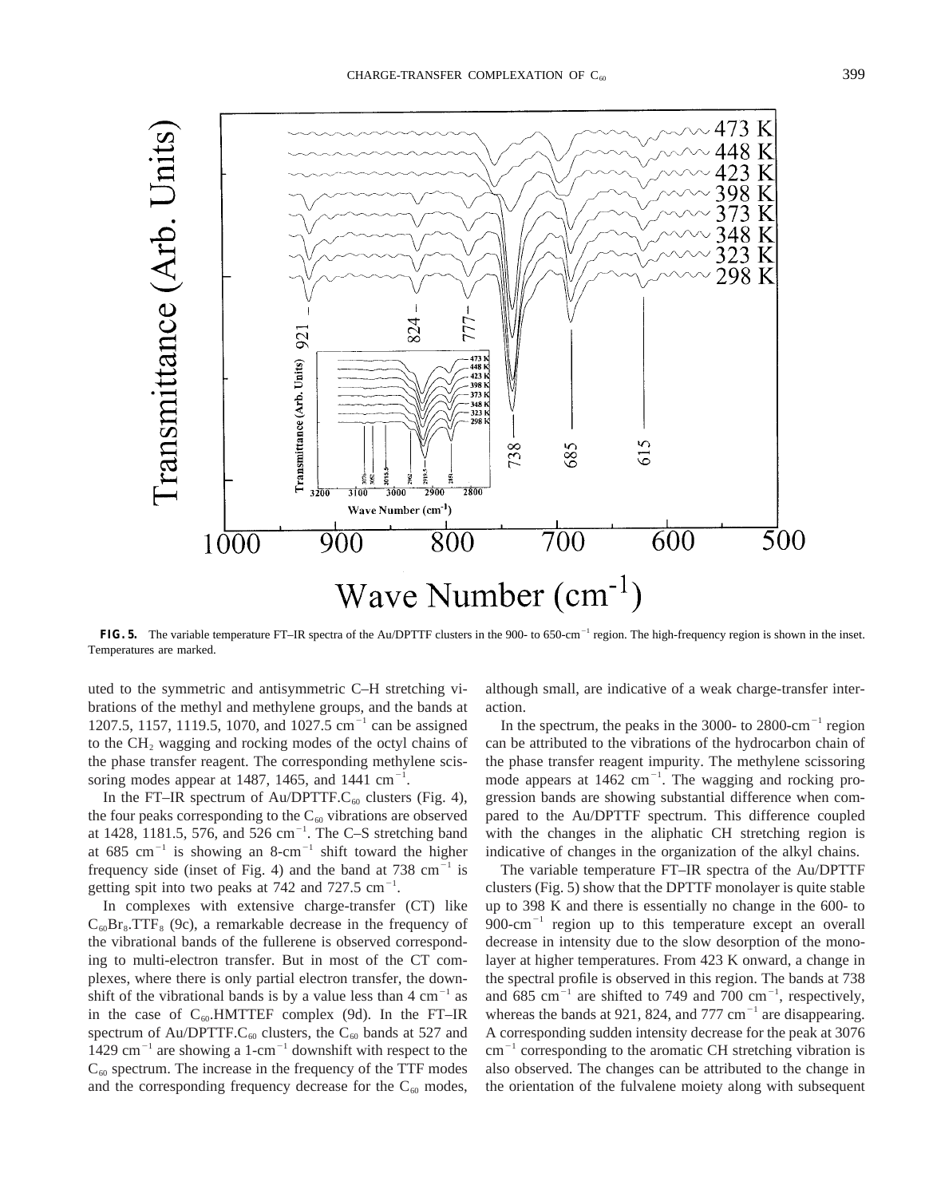**FIG. 5.** The variable temperature FT–IR spectra of the Au/DPTTF clusters in the 900- to 650-cm$^{-1}$ region. The high-frequency region is shown in the inset. Temperatures are marked.

uted to the symmetric and antisymmetric C–H stretching vibrations of the methyl and methylene groups, and the bands at 1207.5, 1157, 1119.5, 1070, and 1027.5 cm$^{-1}$ can be assigned to the $CH_2$ wagging and rocking modes of the octyl chains of the phase transfer reagent. The corresponding methylene scissoring modes appear at 1487, 1465, and 1441 cm$^{-1}$.

In the FT–IR spectrum of Au/DPTTF.$C_{60}$ clusters (Fig. 4), the four peaks corresponding to the $C_{60}$ vibrations are observed at 1428, 1181.5, 576, and 526 cm$^{-1}$. The C–S stretching band at 685 cm$^{-1}$ is showing an 8-cm$^{-1}$ shift toward the higher frequency side (inset of Fig. 4) and the band at 738 cm$^{-1}$ is getting spit into two peaks at 742 and 727.5 cm$^{-1}$.

In complexes with extensive charge-transfer (CT) like $C_{60}Br_8$.$TTF_8$ (9c), a remarkable decrease in the frequency of the vibrational bands of the fullerene is observed corresponding to multi-electron transfer. But in most of the CT complexes, where there is only partial electron transfer, the downshift of the vibrational bands is by a value less than 4 cm$^{-1}$ as in the case of $C_{60}$.HMTTEF complex (9d). In the FT–IR spectrum of Au/DPTTF.$C_{60}$ clusters, the $C_{60}$ bands at 527 and 1429 cm$^{-1}$ are showing a 1-cm$^{-1}$ downshift with respect to the $C_{60}$ spectrum. The increase in the frequency of the TTF modes and the corresponding frequency decrease for the $C_{60}$ modes, although small, are indicative of a weak charge-transfer interaction.

In the spectrum, the peaks in the 3000- to 2800-cm$^{-1}$ region can be attributed to the vibrations of the hydrocarbon chain of the phase transfer reagent impurity. The methylene scissoring mode appears at 1462 cm$^{-1}$. The wagging and rocking progression bands are showing substantial difference when compared to the Au/DPTTF spectrum. This difference coupled with the changes in the aliphatic CH stretching region is indicative of changes in the organization of the alkyl chains.

The variable temperature FT–IR spectra of the Au/DPTTF clusters (Fig. 5) show that the DPTTF monolayer is quite stable up to 398 K and there is essentially no change in the 600- to 900-cm$^{-1}$ region up to this temperature except an overall decrease in intensity due to the slow desorption of the monolayer at higher temperatures. From 423 K onward, a change in the spectral profile is observed in this region. The bands at 738 and 685 cm$^{-1}$ are shifted to 749 and 700 cm$^{-1}$, respectively, whereas the bands at 921, 824, and 777 cm$^{-1}$ are disappearing. A corresponding sudden intensity decrease for the peak at 3076 cm$^{-1}$ corresponding to the aromatic CH stretching vibration is also observed. The changes can be attributed to the change in the orientation of the fulvalene moiety along with subsequent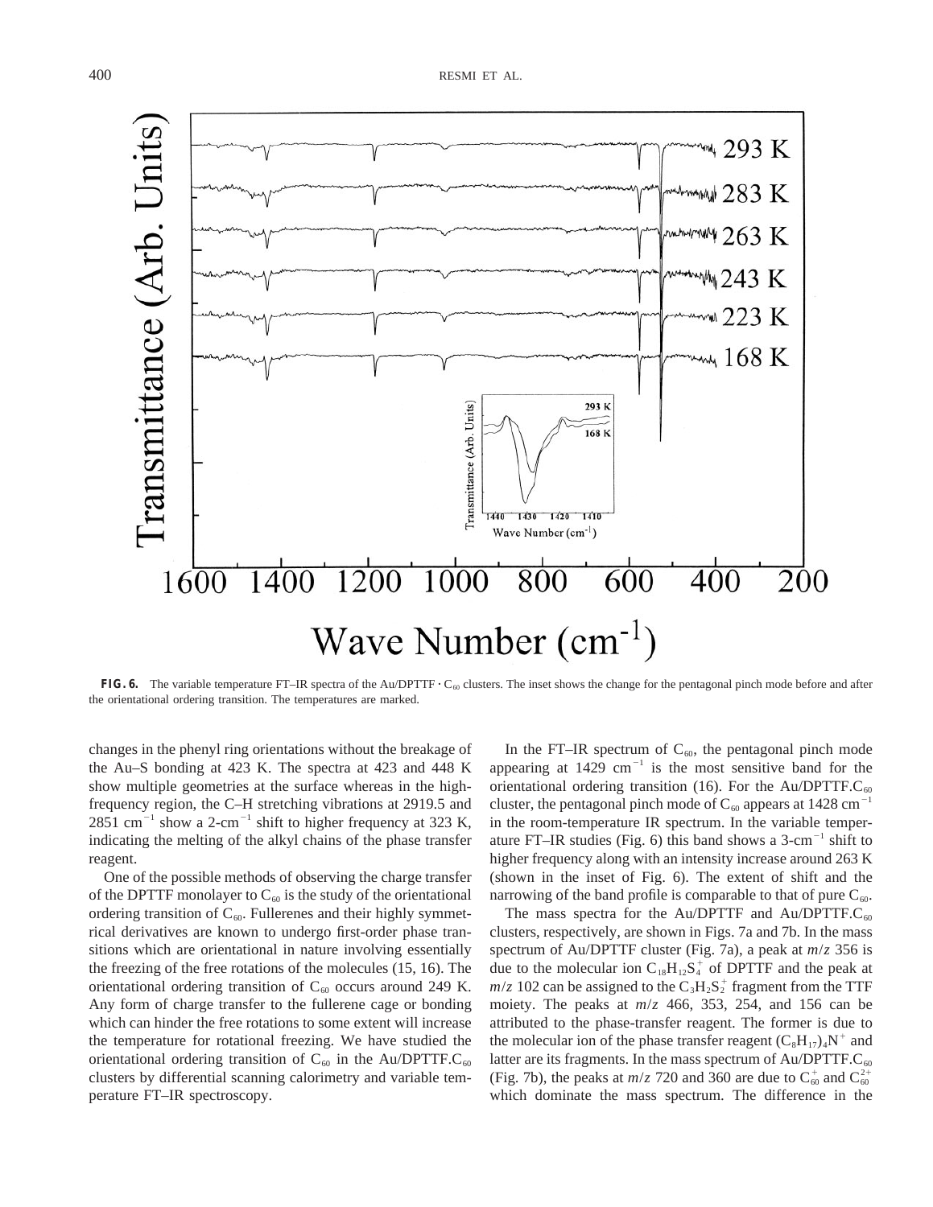**FIG. 6.** The variable temperature FT–IR spectra of the Au/DPTTF · $C_{60}$ clusters. The inset shows the change for the pentagonal pinch mode before and after the orientational ordering transition. The temperatures are marked.

changes in the phenyl ring orientations without the breakage of the Au–S bonding at 423 K. The spectra at 423 and 448 K show multiple geometries at the surface whereas in the high-frequency region, the C–H stretching vibrations at 2919.5 and 2851 $cm^{-1}$ show a 2-$cm^{-1}$ shift to higher frequency at 323 K, indicating the melting of the alkyl chains of the phase transfer reagent.

One of the possible methods of observing the charge transfer of the DPTTF monolayer to $C_{60}$ is the study of the orientational ordering transition of $C_{60}$. Fullerenes and their highly symmetrical derivatives are known to undergo first-order phase transitions which are orientational in nature involving essentially the freezing of the free rotations of the molecules (15, 16). The orientational ordering transition of $C_{60}$ occurs around 249 K. Any form of charge transfer to the fullerene cage or bonding which can hinder the free rotations to some extent will increase the temperature for rotational freezing. We have studied the orientational ordering transition of $C_{60}$ in the Au/DPTTF.$C_{60}$ clusters by differential scanning calorimetry and variable temperature FT–IR spectroscopy.

In the FT–IR spectrum of $C_{60}$, the pentagonal pinch mode appearing at 1429 $cm^{-1}$ is the most sensitive band for the orientational ordering transition (16). For the Au/DPTTF.$C_{60}$ cluster, the pentagonal pinch mode of $C_{60}$ appears at 1428 $cm^{-1}$ in the room-temperature IR spectrum. In the variable temperature FT–IR studies (Fig. 6) this band shows a 3-$cm^{-1}$ shift to higher frequency along with an intensity increase around 263 K (shown in the inset of Fig. 6). The extent of shift and the narrowing of the band profile is comparable to that of pure $C_{60}$.

The mass spectra for the Au/DPTTF and Au/DPTTF.$C_{60}$ clusters, respectively, are shown in Figs. 7a and 7b. In the mass spectrum of Au/DPTTF cluster (Fig. 7a), a peak at *m*/*z* 356 is due to the molecular ion $C_{18}H_{12}S_4^+$ of DPTTF and the peak at *m*/*z* 102 can be assigned to the $C_3H_2S_2^+$ fragment from the TTF moiety. The peaks at *m*/*z* 466, 353, 254, and 156 can be attributed to the phase-transfer reagent. The former is due to the molecular ion of the phase transfer reagent $(C_8H_{17})_4N^+$ and latter are its fragments. In the mass spectrum of Au/DPTTF.$C_{60}$ (Fig. 7b), the peaks at *m*/*z* 720 and 360 are due to $C_{60}^+$ and $C_{60}^{2+}$ which dominate the mass spectrum. The difference in the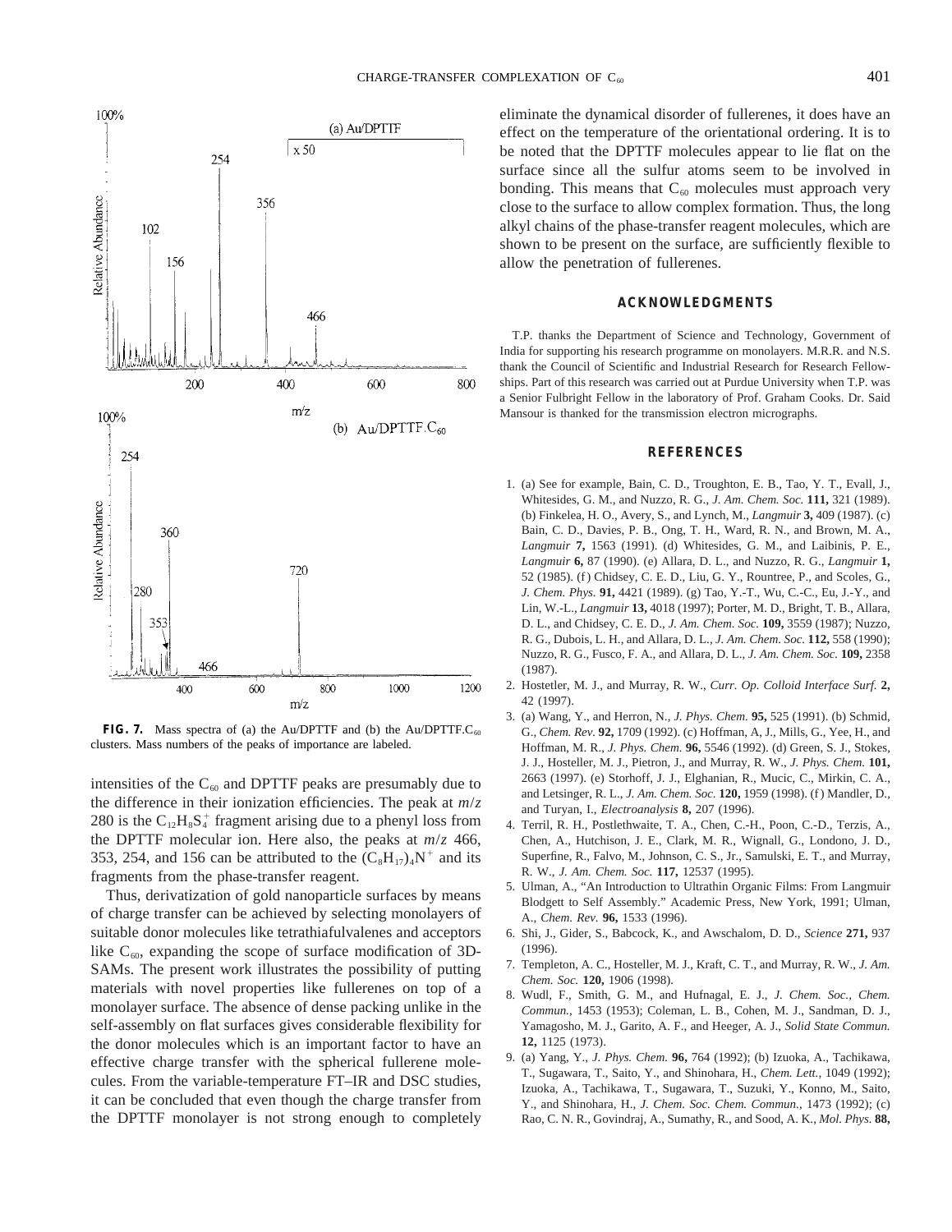FIG. 7. Mass spectra of (a) the Au/DPTTF and (b) the Au/DPTTF.$C_{60}$ clusters. Mass numbers of the peaks of importance are labeled.

intensities of the $C_{60}$ and DPTTF peaks are presumably due to the difference in their ionization efficiencies. The peak at *m/z* 280 is the $C_{12}H_8S_4^+$ fragment arising due to a phenyl loss from the DPTTF molecular ion. Here also, the peaks at *m/z* 466, 353, 254, and 156 can be attributed to the $(C_8H_{17})_4N^+$ and its fragments from the phase-transfer reagent.

Thus, derivatization of gold nanoparticle surfaces by means of charge transfer can be achieved by selecting monolayers of suitable donor molecules like tetrathiafulvalenes and acceptors like $C_{60}$, expanding the scope of surface modification of 3D-SAMs. The present work illustrates the possibility of putting materials with novel properties like fullerenes on top of a monolayer surface. The absence of dense packing unlike in the self-assembly on flat surfaces gives considerable flexibility for the donor molecules which is an important factor to have an effective charge transfer with the spherical fullerene molecules. From the variable-temperature FT–IR and DSC studies, it can be concluded that even though the charge transfer from the DPTTF monolayer is not strong enough to completely eliminate the dynamical disorder of fullerenes, it does have an effect on the temperature of the orientational ordering. It is to be noted that the DPTTF molecules appear to lie flat on the surface since all the sulfur atoms seem to be involved in bonding. This means that $C_{60}$ molecules must approach very close to the surface to allow complex formation. Thus, the long alkyl chains of the phase-transfer reagent molecules, which are shown to be present on the surface, are sufficiently flexible to allow the penetration of fullerenes.

## ACKNOWLEDGMENTS

T.P. thanks the Department of Science and Technology, Government of India for supporting his research programme on monolayers. M.R.R. and N.S. thank the Council of Scientific and Industrial Research for Research Fellowships. Part of this research was carried out at Purdue University when T.P. was a Senior Fulbright Fellow in the laboratory of Prof. Graham Cooks. Dr. Said Mansour is thanked for the transmission electron micrographs.

## REFERENCES

1. (a) See for example, Bain, C. D., Troughton, E. B., Tao, Y. T., Evall, J., Whitesides, G. M., and Nuzzo, R. G., *J. Am. Chem. Soc.* **111,** 321 (1989). (b) Finkelea, H. O., Avery, S., and Lynch, M., *Langmuir* **3,** 409 (1987). (c) Bain, C. D., Davies, P. B., Ong, T. H., Ward, R. N., and Brown, M. A., *Langmuir* **7,** 1563 (1991). (d) Whitesides, G. M., and Laibinis, P. E., *Langmuir* **6,** 87 (1990). (e) Allara, D. L., and Nuzzo, R. G., *Langmuir* **1,** 52 (1985). (f) Chidsey, C. E. D., Liu, G. Y., Rountree, P., and Scoles, G., *J. Chem. Phys.* **91,** 4421 (1989). (g) Tao, Y.-T., Wu, C.-C., Eu, J.-Y., and Lin, W.-L., *Langmuir* **13,** 4018 (1997); Porter, M. D., Bright, T. B., Allara, D. L., and Chidsey, C. E. D., *J. Am. Chem. Soc.* **109,** 3559 (1987); Nuzzo, R. G., Dubois, L. H., and Allara, D. L., *J. Am. Chem. Soc.* **112,** 558 (1990); Nuzzo, R. G., Fusco, F. A., and Allara, D. L., *J. Am. Chem. Soc.* **109,** 2358 (1987).
2. Hostetler, M. J., and Murray, R. W., *Curr. Op. Colloid Interface Surf.* **2,** 42 (1997).
3. (a) Wang, Y., and Herron, N., *J. Phys. Chem.* **95,** 525 (1991). (b) Schmid, G., *Chem. Rev.* **92,** 1709 (1992). (c) Hoffman, A, J., Mills, G., Yee, H., and Hoffman, M. R., *J. Phys. Chem.* **96,** 5546 (1992). (d) Green, S. J., Stokes, J. J., Hostetler, M. J., Pietron, J., and Murray, R. W., *J. Phys. Chem.* **101,** 2663 (1997). (e) Storhoff, J. J., Elghanian, R., Mucic, C., Mirkin, C. A., and Letsinger, R. L., *J. Am. Chem. Soc.* **120,** 1959 (1998). (f) Mandler, D., and Turyan, I., *Electroanalysis* **8,** 207 (1996).
4. Terril, R. H., Postlethwaite, T. A., Chen, C.-H., Poon, C.-D., Terzis, A., Chen, A., Hutchison, J. E., Clark, M. R., Wignall, G., Londono, J. D., Superfine, R., Falvo, M., Johnson, C. S., Jr., Samulski, E. T., and Murray, R. W., *J. Am. Chem. Soc.* **117,** 12537 (1995).
5. Ulman, A., "An Introduction to Ultrathin Organic Films: From Langmuir Blodgett to Self Assembly." Academic Press, New York, 1991; Ulman, A., *Chem. Rev.* **96,** 1533 (1996).
6. Shi, J., Gider, S., Babcock, K., and Awschalom, D. D., *Science* **271,** 937 (1996).
7. Templeton, A. C., Hosteller, M. J., Kraft, C. T., and Murray, R. W., *J. Am. Chem. Soc.* **120,** 1906 (1998).
8. Wudl, F., Smith, G. M., and Hufnagal, E. J., *J. Chem. Soc., Chem. Commun.,* 1453 (1953); Coleman, L. B., Cohen, M. J., Sandman, D. J., Yamagosho, M. J., Garito, A. F., and Heeger, A. J., *Solid State Commun.* **12,** 1125 (1973).
9. (a) Yang, Y., *J. Phys. Chem.* **96,** 764 (1992); (b) Izuoka, A., Tachikawa, T., Sugawara, T., Saito, Y., and Shinohara, H., *Chem. Lett.,* 1049 (1992); Izuoka, A., Tachikawa, T., Sugawara, T., Suzuki, Y., Konno, M., Saito, Y., and Shinohara, H., *J. Chem. Soc. Chem. Commun.,* 1473 (1992); (c) Rao, C. N. R., Govindraj, A., Sumathy, R., and Sood, A. K., *Mol. Phys.* **88,**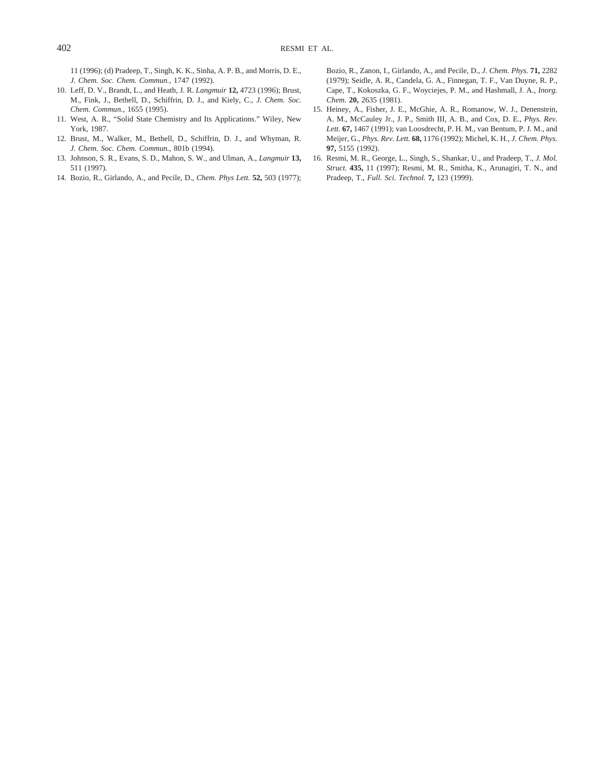11 (1996); (d) Pradeep, T., Singh, K. K., Sinha, A. P. B., and Morris, D. E., *J. Chem. Soc. Chem. Commun.*, 1747 (1992).

10. Leff, D. V., Brandt, L., and Heath, J. R. *Langmuir* **12,** 4723 (1996); Brust, M., Fink, J., Bethell, D., Schiffrin, D. J., and Kiely, C., *J. Chem. Soc. Chem. Commun.*, 1655 (1995).
11. West, A. R., "Solid State Chemistry and Its Applications." Wiley, New York, 1987.
12. Brust, M., Walker, M., Bethell, D., Schiffrin, D. J., and Whyman, R. *J. Chem. Soc. Chem. Commun.*, 801b (1994).
13. Johnson, S. R., Evans, S. D., Mahon, S. W., and Ulman, A., *Langmuir* **13,** 511 (1997).
14. Bozio, R., Girlando, A., and Pecile, D., *Chem. Phys Lett.* **52,** 503 (1977); Bozio, R., Zanon, I., Girlando, A., and Pecile, D., *J. Chem. Phys.* **71,** 2282 (1979); Seidle, A. R., Candela, G. A., Finnegan, T. F., Van Duyne, R. P., Cape, T., Kokoszka, G. F., Woyciejes, P. M., and Hashmall, J. A., *Inorg. Chem.* **20,** 2635 (1981).
15. Heiney, A., Fisher, J. E., McGhie, A. R., Romanow, W. J., Denenstein, A. M., McCauley Jr., J. P., Smith III, A. B., and Cox, D. E., *Phys. Rev. Lett.* **67,** 1467 (1991); van Loosdrecht, P. H. M., van Bentum, P. J. M., and Meijer, G., *Phys. Rev. Lett.* **68,** 1176 (1992); Michel, K. H., *J. Chem. Phys.* **97,** 5155 (1992).
16. Resmi, M. R., George, L., Singh, S., Shankar, U., and Pradeep, T., *J. Mol. Struct.* **435,** 11 (1997); Resmi, M. R., Smitha, K., Arunagiri, T. N., and Pradeep, T., *Full. Sci. Technol.* **7,** 123 (1999).